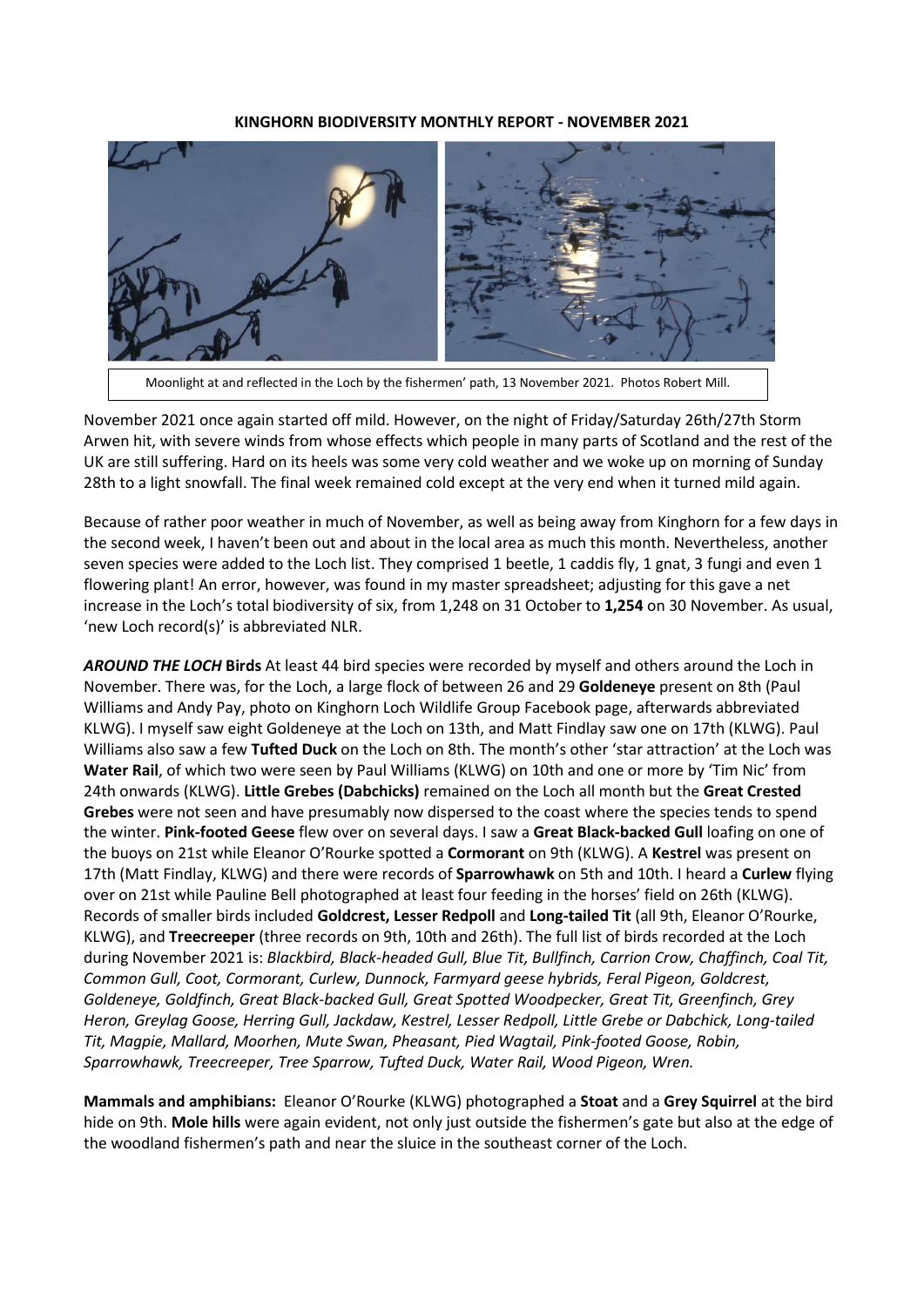**KINGHORN BIODIVERSITY MONTHLY REPORT - NOVEMBER 2021**

Moonlight at and reflected in the Loch by the fishermen' path, 13 November 2021. Photos Robert Mill.

November 2021 once again started off mild. However, on the night of Friday/Saturday 26th/27th Storm Arwen hit, with severe winds from whose effects which people in many parts of Scotland and the rest of the UK are still suffering. Hard on its heels was some very cold weather and we woke up on morning of Sunday 28th to a light snowfall. The final week remained cold except at the very end when it turned mild again.

Because of rather poor weather in much of November, as well as being away from Kinghorn for a few days in the second week, I haven't been out and about in the local area as much this month. Nevertheless, another seven species were added to the Loch list. They comprised 1 beetle, 1 caddis fly, 1 gnat, 3 fungi and even 1 flowering plant! An error, however, was found in my master spreadsheet; adjusting for this gave a net increase in the Loch's total biodiversity of six, from 1,248 on 31 October to **1,254** on 30 November. As usual, 'new Loch record(s)' is abbreviated NLR.

***AROUND THE LOCH*** **Birds** At least 44 bird species were recorded by myself and others around the Loch in November. There was, for the Loch, a large flock of between 26 and 29 **Goldeneye** present on 8th (Paul Williams and Andy Pay, photo on Kinghorn Loch Wildlife Group Facebook page, afterwards abbreviated KLWG). I myself saw eight Goldeneye at the Loch on 13th, and Matt Findlay saw one on 17th (KLWG). Paul Williams also saw a few **Tufted Duck** on the Loch on 8th. The month's other 'star attraction' at the Loch was **Water Rail**, of which two were seen by Paul Williams (KLWG) on 10th and one or more by 'Tim Nic' from 24th onwards (KLWG). **Little Grebes (Dabchicks)** remained on the Loch all month but the **Great Crested Grebes** were not seen and have presumably now dispersed to the coast where the species tends to spend the winter. **Pink-footed Geese** flew over on several days. I saw a **Great Black-backed Gull** loafing on one of the buoys on 21st while Eleanor O'Rourke spotted a **Cormorant** on 9th (KLWG). A **Kestrel** was present on 17th (Matt Findlay, KLWG) and there were records of **Sparrowhawk** on 5th and 10th. I heard a **Curlew** flying over on 21st while Pauline Bell photographed at least four feeding in the horses' field on 26th (KLWG). Records of smaller birds included **Goldcrest, Lesser Redpoll** and **Long-tailed Tit** (all 9th, Eleanor O'Rourke, KLWG), and **Treecreeper** (three records on 9th, 10th and 26th). The full list of birds recorded at the Loch during November 2021 is: *Blackbird, Black-headed Gull, Blue Tit, Bullfinch, Carrion Crow, Chaffinch, Coal Tit, Common Gull, Coot, Cormorant, Curlew, Dunnock, Farmyard geese hybrids, Feral Pigeon, Goldcrest, Goldeneye, Goldfinch, Great Black-backed Gull, Great Spotted Woodpecker, Great Tit, Greenfinch, Grey Heron, Greylag Goose, Herring Gull, Jackdaw, Kestrel, Lesser Redpoll, Little Grebe or Dabchick, Long-tailed Tit, Magpie, Mallard, Moorhen, Mute Swan, Pheasant, Pied Wagtail, Pink-footed Goose, Robin, Sparrowhawk, Treecreeper, Tree Sparrow, Tufted Duck, Water Rail, Wood Pigeon, Wren.*

**Mammals and amphibians:** Eleanor O'Rourke (KLWG) photographed a **Stoat** and a **Grey Squirrel** at the bird hide on 9th. **Mole hills** were again evident, not only just outside the fishermen's gate but also at the edge of the woodland fishermen's path and near the sluice in the southeast corner of the Loch.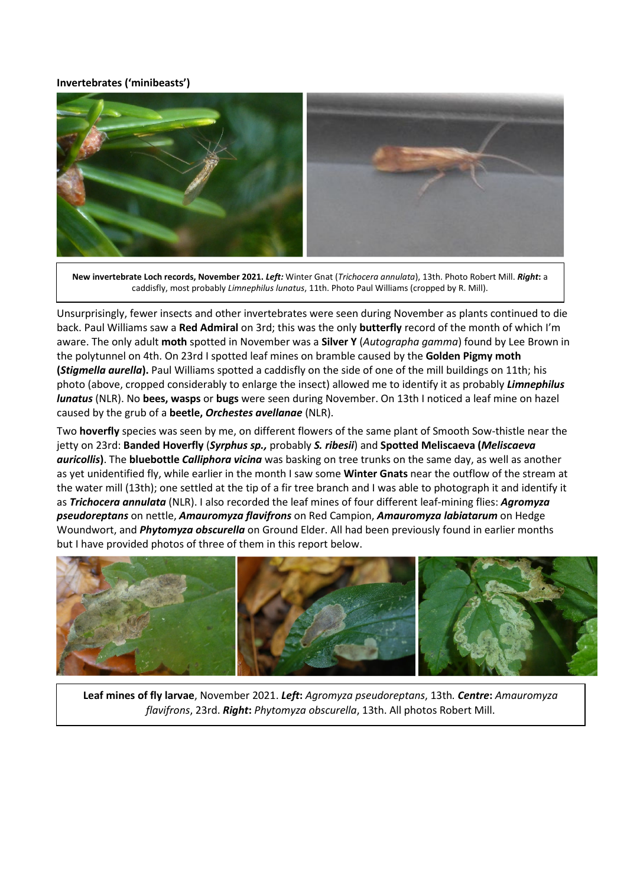**Invertebrates ('minibeasts')**

**New invertebrate Loch records, November 2021.** ***Left:*** Winter Gnat (*Trichocera annulata*), 13th. Photo Robert Mill. ***Right*:** a caddisfly, most probably *Limnephilus lunatus*, 11th. Photo Paul Williams (cropped by R. Mill).

Unsurprisingly, fewer insects and other invertebrates were seen during November as plants continued to die back. Paul Williams saw a **Red Admiral** on 3rd; this was the only **butterfly** record of the month of which I'm aware. The only adult **moth** spotted in November was a **Silver Y** (*Autographa gamma*) found by Lee Brown in the polytunnel on 4th. On 23rd I spotted leaf mines on bramble caused by the **Golden Pigmy moth (*Stigmella aurella*).** Paul Williams spotted a caddisfly on the side of one of the mill buildings on 11th; his photo (above, cropped considerably to enlarge the insect) allowed me to identify it as probably ***Limnephilus lunatus*** (NLR). No **bees, wasps** or **bugs** were seen during November. On 13th I noticed a leaf mine on hazel caused by the grub of a **beetle, *Orchestes avellanae*** (NLR).

Two **hoverfly** species was seen by me, on different flowers of the same plant of Smooth Sow-thistle near the jetty on 23rd: **Banded Hoverfly** (***Syrphus sp.,*** probably ***S. ribesii***) and **Spotted Meliscaeva (*Meliscaeva auricollis*)**. The **bluebottle *Calliphora vicina*** was basking on tree trunks on the same day, as well as another as yet unidentified fly, while earlier in the month I saw some **Winter Gnats** near the outflow of the stream at the water mill (13th); one settled at the tip of a fir tree branch and I was able to photograph it and identify it as ***Trichocera annulata*** (NLR). I also recorded the leaf mines of four different leaf-mining flies: ***Agromyza pseudoreptans*** on nettle, ***Amauromyza flavifrons*** on Red Campion, ***Amauromyza labiatarum*** on Hedge Woundwort, and ***Phytomyza obscurella*** on Ground Elder. All had been previously found in earlier months but I have provided photos of three of them in this report below.

**Leaf mines of fly larvae**, November 2021. ***Left*:** *Agromyza pseudoreptans*, 13th. ***Centre*:** *Amauromyza flavifrons*, 23rd. ***Right*:** *Phytomyza obscurella*, 13th. All photos Robert Mill.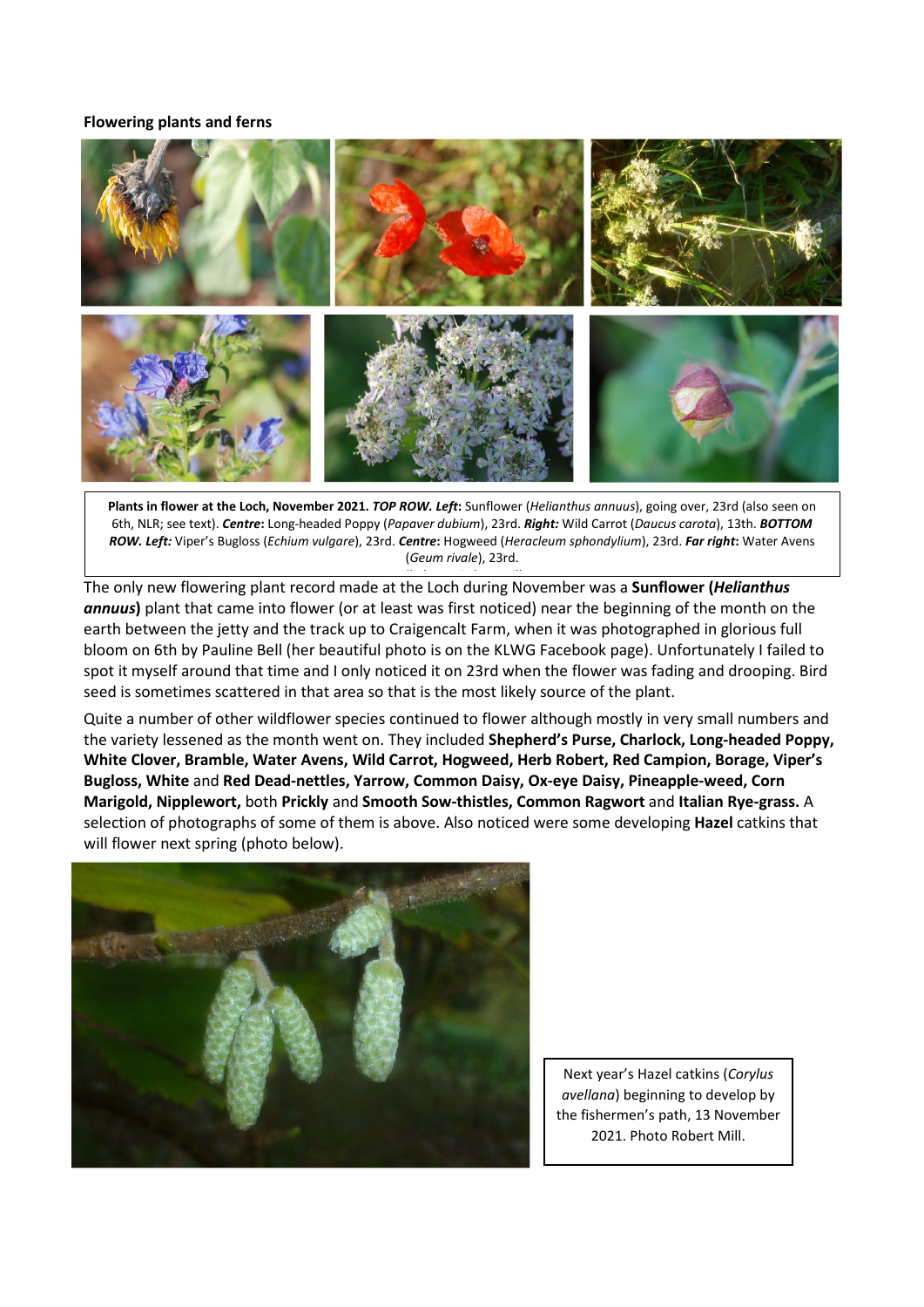**Flowering plants and ferns**

**Plants in flower at the Loch, November 2021.** ***TOP ROW. Left*****:** Sunflower (*Helianthus annuus*), going over, 23rd (also seen on 6th, NLR; see text). ***Centre*****:** Long-headed Poppy (*Papaver dubium*), 23rd. ***Right:*** Wild Carrot (*Daucus carota*), 13th. ***BOTTOM ROW. Left:*** Viper's Bugloss (*Echium vulgare*), 23rd. ***Centre*****:** Hogweed (*Heracleum sphondylium*), 23rd. ***Far right*****:** Water Avens (*Geum rivale*), 23rd.

The only new flowering plant record made at the Loch during November was a **Sunflower (*Helianthus annuus*)** plant that came into flower (or at least was first noticed) near the beginning of the month on the earth between the jetty and the track up to Craigencalt Farm, when it was photographed in glorious full bloom on 6th by Pauline Bell (her beautiful photo is on the KLWG Facebook page). Unfortunately I failed to spot it myself around that time and I only noticed it on 23rd when the flower was fading and drooping. Bird seed is sometimes scattered in that area so that is the most likely source of the plant.

Quite a number of other wildflower species continued to flower although mostly in very small numbers and the variety lessened as the month went on. They included **Shepherd's Purse, Charlock, Long-headed Poppy, White Clover, Bramble, Water Avens, Wild Carrot, Hogweed, Herb Robert, Red Campion, Borage, Viper's Bugloss, White** and **Red Dead-nettles, Yarrow, Common Daisy, Ox-eye Daisy, Pineapple-weed, Corn Marigold, Nipplewort,** both **Prickly** and **Smooth Sow-thistles, Common Ragwort** and **Italian Rye-grass.** A selection of photographs of some of them is above. Also noticed were some developing **Hazel** catkins that will flower next spring (photo below).

Next year's Hazel catkins (*Corylus avellana*) beginning to develop by the fishermen's path, 13 November 2021. Photo Robert Mill.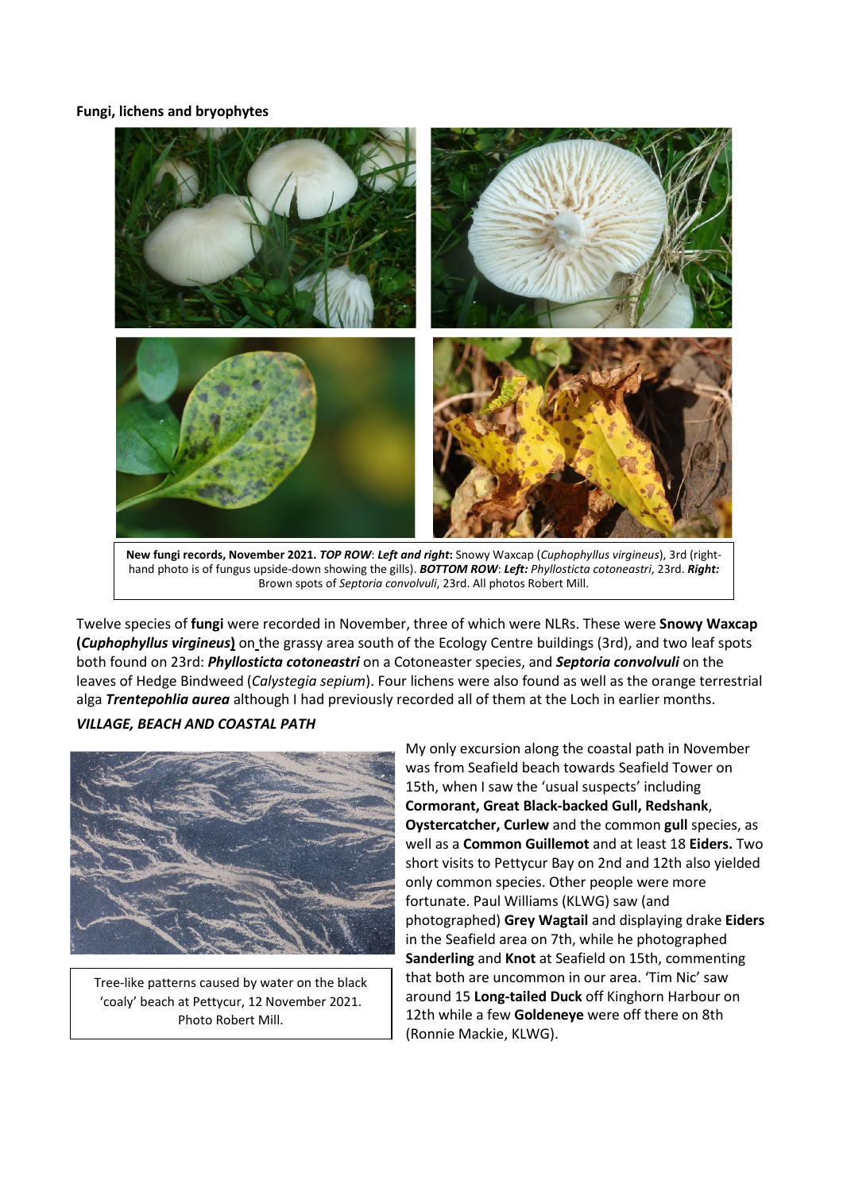**Fungi, lichens and bryophytes**

**New fungi records, November 2021.** ***TOP ROW***: ***Left and right*****:** Snowy Waxcap (*Cuphophyllus virgineus*), 3rd (right-hand photo is of fungus upside-down showing the gills). ***BOTTOM ROW***: ***Left:*** *Phyllosticta cotoneastri*, 23rd. ***Right:*** Brown spots of *Septoria convolvuli*, 23rd. All photos Robert Mill.

Twelve species of **fungi** were recorded in November, three of which were NLRs. These were **Snowy Waxcap (*Cuphophyllus virgineus*)** on the grassy area south of the Ecology Centre buildings (3rd), and two leaf spots both found on 23rd: ***Phyllosticta cotoneastri*** on a Cotoneaster species, and ***Septoria convolvuli*** on the leaves of Hedge Bindweed (*Calystegia sepium*). Four lichens were also found as well as the orange terrestrial alga ***Trentepohlia aurea*** although I had previously recorded all of them at the Loch in earlier months.

***VILLAGE, BEACH AND COASTAL PATH***

Tree-like patterns caused by water on the black 'coaly' beach at Pettycur, 12 November 2021. Photo Robert Mill.

My only excursion along the coastal path in November was from Seafield beach towards Seafield Tower on 15th, when I saw the 'usual suspects' including **Cormorant, Great Black-backed Gull, Redshank**, **Oystercatcher, Curlew** and the common **gull** species, as well as a **Common Guillemot** and at least 18 **Eiders.** Two short visits to Pettycur Bay on 2nd and 12th also yielded only common species. Other people were more fortunate. Paul Williams (KLWG) saw (and photographed) **Grey Wagtail** and displaying drake **Eiders** in the Seafield area on 7th, while he photographed **Sanderling** and **Knot** at Seafield on 15th, commenting that both are uncommon in our area. 'Tim Nic' saw around 15 **Long-tailed Duck** off Kinghorn Harbour on 12th while a few **Goldeneye** were off there on 8th (Ronnie Mackie, KLWG).